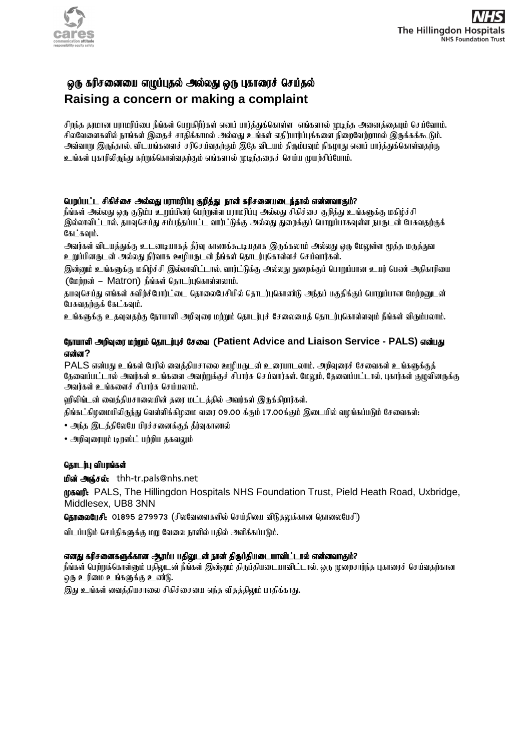# ஒரு கரிசனையை எழுப்புதல் அல்லது ஒரு புகாரைச் செய்தல்
# Raising a concern or making a complaint

சிறந்த தரமான பராமரிப்பை நீங்கள் பெறுகிறீர்கள் எனப் பார்த்துக்கொள்ள எங்களால் முடிந்த அனைத்தையும் செய்வோம். சிலவேளைகளில் நாங்கள் இதைச் சாதிக்காமல் அல்லது உங்கள் எதிர்பார்ப்புக்களை நிறைவேற்றாமல் இருக்கக்கூடும். அவ்வாறு இருந்தால், விடயங்களைச் சரிசெய்வதற்கும் இதே விடயம் திரும்பவும் நிகழாது எனப் பார்த்துக்கொள்வதற்கு உங்கள் புகாரிலிருந்து கற்றுக்கொள்வதற்கும் எங்களால் முடிந்ததைச் செய்ய முயற்சிப்போம்.

### பெறப்பட்ட சிகிச்சை அல்லது பராமரிப்பு குறித்து நான் கரிசனையடைந்தால் என்னவாகும்?

நீங்கள் அல்லது ஒரு குடும்ப உறுப்பினர் பெற்றுள்ள பராமரிப்பு அல்லது சிகிச்சை குறித்து உங்களுக்கு மகிழ்ச்சி இல்லாவிட்டால், தயவுசெய்து சம்பந்தப்பட்ட வார்ட்டுக்கு அல்லது துறைக்குப் பொறுப்பாகவுள்ள நபருடன் பேசுவதற்குக் கேட்கவும்.

அவர்கள் விடயத்துக்கு உடனடியாகத் தீர்வு காணக்கூடியதாக இருக்கலாம் அல்லது ஒரு மேலுள்ள மூத்த மருத்துவ உறுப்பினருடன் அல்லது நிர்வாக ஊழியருடன் நீங்கள் தொடர்புகொள்ளச் செய்வார்கள்.

இன்னும் உங்களுக்கு மகிழ்ச்சி இல்லாவிட்டால், வார்ட்டுக்கு அல்லது துறைக்குப் பொறுப்பான உயர் பெண் அதிகாரியை (மேற்றன் – Matron) நீங்கள் தொடர்புகொள்ளலாம்.

தயவுசெய்து எங்கள் சுவிற்ச்போர்ட்டை தொலைபேசியில் தொடர்புகொண்டு அந்தப் பகுதிக்குப் பொறுப்பான மேற்றனுடன் பேசுவதற்குக் கேட்கவும்.

உங்களுக்கு உதவுவதற்கு நோயாளி அறிவுரை மற்றும் தொடர்புச் சேவையைத் தொடர்புகொள்ளவும் நீங்கள் விரும்பலாம்.

### நோயாளி அறிவுரை மற்றும் தொடர்புச் சேவை (Patient Advice and Liaison Service - PALS) என்பது என்ன?

PALS என்பது உங்கள் பேரில் வைத்தியசாலை ஊழியருடன் உரையாடலாம். அறிவுரைச் சேவைகள் உங்களுக்குத் தேவைப்பட்டால் அவர்கள் உங்களை அவற்றுக்குச் சிபார்சு செய்வார்கள். மேலும், தேவைப்பட்டால், புகார்கள் குழுவினருக்கு அவர்கள் உங்களைச் சிபார்சு செய்யலாம்.

ஹிலிங்டன் வைத்தியசாலையின் தரை மட்டத்தில் அவர்கள் இருக்கிறார்கள்.

திங்கட்கிழமையிலிருந்து வெள்ளிக்கிழமை வரை 09.00 க்கும் 17.00க்கும் இடையில் வழங்கப்படும் சேவைகள்:

- அந்த இடத்திலேயே பிரச்சனைக்குத் தீர்வுகாணல்
- அறிவுரையும் டிரஸ்ட் பற்றிய தகவலும்

### தொடர்பு விபரங்கள்

**மின் அஞ்சல்:** thh-tr.pals@nhs.net

**முகவரி:** PALS, The Hillingdon Hospitals NHS Foundation Trust, Pield Heath Road, Uxbridge, Middlesex, UB8 3NN

**தொலைபேசி:** 01895 279973 (சிலவேளைகளில் செய்தியை விடுதலுக்கான தொலைபேசி)

விடப்படும் செய்திகளுக்கு மறு வேலை நாளில் பதில் அளிக்கப்படும்.

### எனது கரிசனைகளுக்கான ஆரம்ப பதிலுடன் நான் திருப்தியடையாவிட்டால் என்னவாகும்?

நீங்கள் பெற்றுக்கொள்ளும் பதிலுடன் நீங்கள் இன்னும் திருப்தியடையாவிட்டால், ஒரு முறைசார்ந்த புகாரைச் செய்வதற்கான ஒரு உரிமை உங்களுக்கு உண்டு.

இது உங்கள் வைத்தியசாலை சிகிச்சையை எந்த விதத்திலும் பாதிக்காது.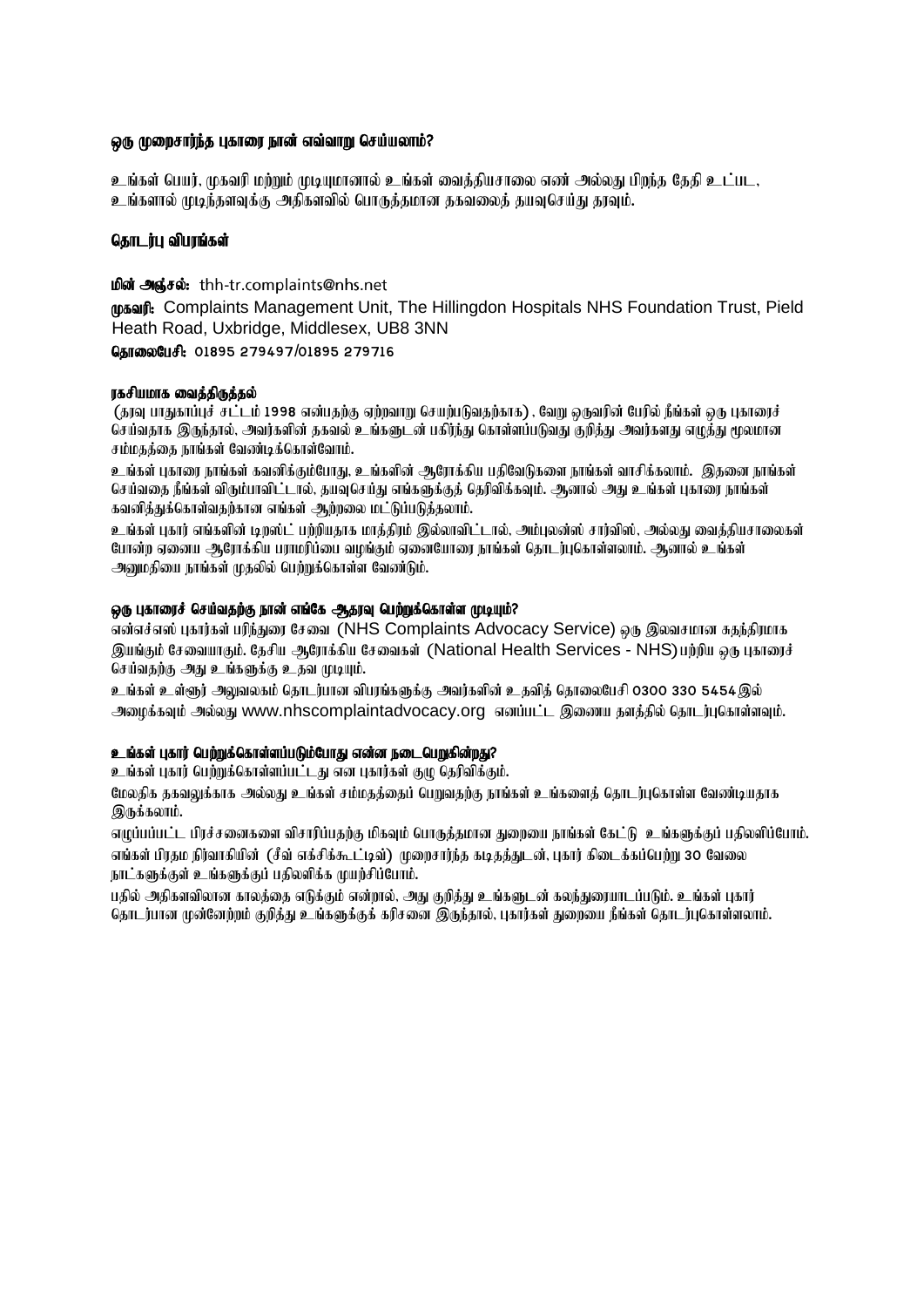### ஒரு முறைசார்ந்த புகாரை நான் எவ்வாறு செய்யலாம்?

உங்கள் பெயர், முகவரி மற்றும் முடியுமானால் உங்கள் வைத்தியசாலை எண் அல்லது பிறந்த தேதி உட்பட, உங்களால் முடிந்தளவுக்கு அதிகளவில் பொருத்தமான தகவலைத் தயவுசெய்து தரவும்.

### தொடர்பு விபரங்கள்

**மின் அஞ்சல்:** thh-tr.complaints@nhs.net

**முகவரி:** Complaints Management Unit, The Hillingdon Hospitals NHS Foundation Trust, Pield Heath Road, Uxbridge, Middlesex, UB8 3NN

**தொலைபேசி:** 01895 279497/01895 279716

**ரகசியமாக வைத்திருத்தல்**

(தரவு பாதுகாப்புச் சட்டம் 1998 என்பதற்கு ஏற்றவாறு செயற்படுவதற்காக) , வேறு ஒருவரின் பேரில் நீங்கள் ஒரு புகாரைச் செய்வதாக இருந்தால், அவர்களின் தகவல் உங்களுடன் பகிர்ந்து கொள்ளப்படுவது குறித்து அவர்களது எழுத்து மூலமான சம்மதத்தை நாங்கள் வேண்டிக்கொள்வோம்.

உங்கள் புகாரை நாங்கள் கவனிக்கும்போது, உங்களின் ஆரோக்கிய பதிவேடுகளை நாங்கள் வாசிக்கலாம். இதனை நாங்கள் செய்வதை நீங்கள் விரும்பாவிட்டால், தயவுசெய்து எங்களுக்குத் தெரிவிக்கவும். ஆனால் அது உங்கள் புகாரை நாங்கள் கவனித்துக்கொள்வதற்கான எங்கள் ஆற்றலை மட்டுப்படுத்தலாம்.

உங்கள் புகார் எங்களின் டிரஸ்ட் பற்றியதாக மாத்திரம் இல்லாவிட்டால், அம்புலன்ஸ் சர்விஸ், அல்லது வைத்தியசாலைகள் போன்ற ஏனைய ஆரோக்கிய பராமரிப்பை வழங்கும் ஏனையோரை நாங்கள் தொடர்புகொள்ளலாம். ஆனால் உங்கள் அனுமதியை நாங்கள் முதலில் பெற்றுக்கொள்ள வேண்டும்.

### ஒரு புகாரைச் செய்வதற்கு நான் எங்கே ஆதரவு பெற்றுக்கொள்ள முடியும்?

என்எச்எஸ் புகார்கள் பரிந்துரை சேவை (NHS Complaints Advocacy Service) ஒரு இலவசமான சுதந்திரமாக இயங்கும் சேவையாகும். தேசிய ஆரோக்கிய சேவைகள் (National Health Services - NHS) பற்றிய ஒரு புகாரைச் செய்வதற்கு அது உங்களுக்கு உதவ முடியும்.

உங்கள் உள்ளூர் அலுவலகம் தொடர்பான விபரங்களுக்கு அவர்களின் உதவித் தொலைபேசி 0300 330 5454 இல் அழைக்கவும் அல்லது www.nhscomplaintadvocacy.org எனப்பட்ட இணைய தளத்தில் தொடர்புகொள்ளவும்.

### உங்கள் புகார் பெற்றுக்கொள்ளப்படும்போது என்ன நடைபெறுகின்றது?

உங்கள் புகார் பெற்றுக்கொள்ளப்பட்டது என புகார்கள் குழு தெரிவிக்கும்.

மேலதிக தகவலுக்காக அல்லது உங்கள் சம்மதத்தைப் பெறுவதற்கு நாங்கள் உங்களைத் தொடர்புகொள்ள வேண்டியதாக இருக்கலாம்.

எழுப்பப்பட்ட பிரச்சனைகளை விசாரிப்பதற்கு மிகவும் பொருத்தமான துறையை நாங்கள் கேட்டு உங்களுக்குப் பதிலளிப்போம். எங்கள் பிரதம நிர்வாகியின் (சீவ் எக்சிக்கூட்டிவ்) முறைசார்ந்த கடிதத்துடன், புகார் கிடைக்கப்பெற்று 30 வேலை நாட்களுக்குள் உங்களுக்குப் பதிலளிக்க முயற்சிப்போம்.

பதில் அதிகளவிலான காலத்தை எடுக்கும் என்றால், அது குறித்து உங்களுடன் கலந்துரையாடப்படும். உங்கள் புகார் தொடர்பான முன்னேற்றம் குறித்து உங்களுக்குக் கரிசனை இருந்தால், புகார்கள் துறையை நீங்கள் தொடர்புகொள்ளலாம்.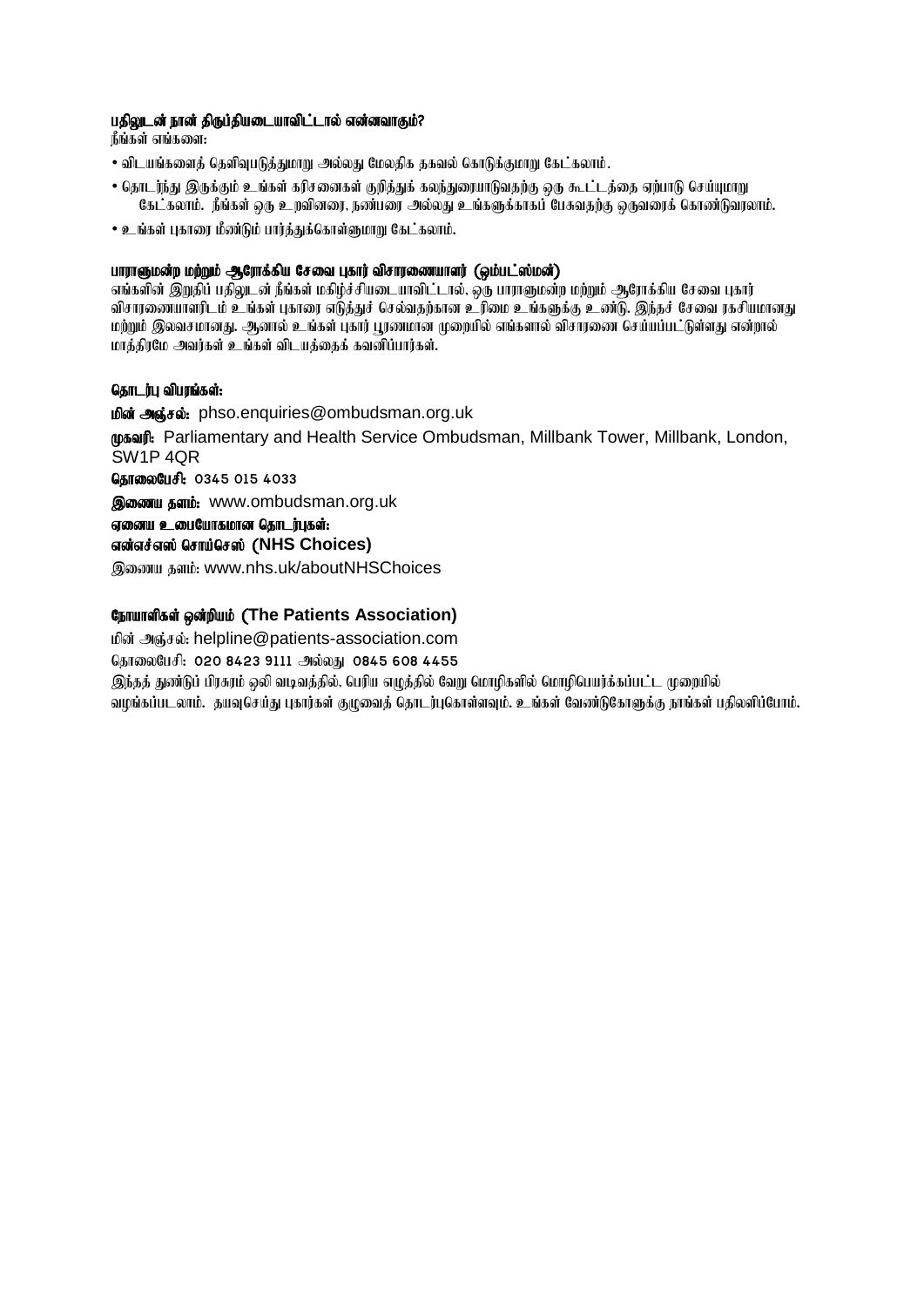**பதிலுடன் நான் திருப்தியடையாவிட்டால் என்னவாகும்?**
நீங்கள் எங்களை:

- விடயங்களைத் தெளிவுபடுத்துமாறு அல்லது மேலதிக தகவல் கொடுக்குமாறு கேட்கலாம்.
- தொடர்ந்து இருக்கும் உங்கள் கரிசனைகள் குறித்துக் கலந்துரையாடுவதற்கு ஒரு கூட்டத்தை ஏற்பாடு செய்யுமாறு கேட்கலாம். நீங்கள் ஒரு உறவினரை, நண்பரை அல்லது உங்களுக்காகப் பேசுவதற்கு ஒருவரைக் கொண்டுவரலாம்.
- உங்கள் புகாரை மீண்டும் பார்த்துக்கொள்ளுமாறு கேட்கலாம்.

**பாராளுமன்ற மற்றும் ஆரோக்கிய சேவை புகார் விசாரணையாளர் (ஓம்பட்ஸ்மன்)**
எங்களின் இறுதிப் பதிலுடன் நீங்கள் மகிழ்ச்சியடையாவிட்டால், ஒரு பாராளுமன்ற மற்றும் ஆரோக்கிய சேவை புகார் விசாரணையாளரிடம் உங்கள் புகாரை எடுத்துச் செல்வதற்கான உரிமை உங்களுக்கு உண்டு. இந்தச் சேவை ரகசியமானது மற்றும் இலவசமானது. ஆனால் உங்கள் புகார் பூரணமான முறையில் எங்களால் விசாரணை செய்யப்பட்டுள்ளது என்றால் மாத்திரமே அவர்கள் உங்கள் விடயத்தைக் கவனிப்பார்கள்.

**தொடர்பு விபரங்கள்:**

**மின் அஞ்சல்:** phso.enquiries@ombudsman.org.uk

**முகவரி:** Parliamentary and Health Service Ombudsman, Millbank Tower, Millbank, London, SW1P 4QR

**தொலைபேசி:** 0345 015 4033

**இணைய தளம்:** www.ombudsman.org.uk

**ஏனைய உபயோகமான தொடர்புகள்:**

**என்எச்எஸ் சொய்செஸ் (NHS Choices)**

இணைய தளம்: www.nhs.uk/aboutNHSChoices

**நோயாளிகள் ஒன்றியம் (The Patients Association)**

மின் அஞ்சல்: helpline@patients-association.com

தொலைபேசி: 020 8423 9111 அல்லது 0845 608 4455

இந்தத் துண்டுப் பிரசுரம் ஒலி வடிவத்தில், பெரிய எழுத்தில் வேறு மொழிகளில் மொழிபெயர்க்கப்பட்ட முறையில் வழங்கப்படலாம். தயவுசெய்து புகார்கள் குழுவைத் தொடர்புகொள்ளவும். உங்கள் வேண்டுகோளுக்கு நாங்கள் பதிலளிப்போம்.